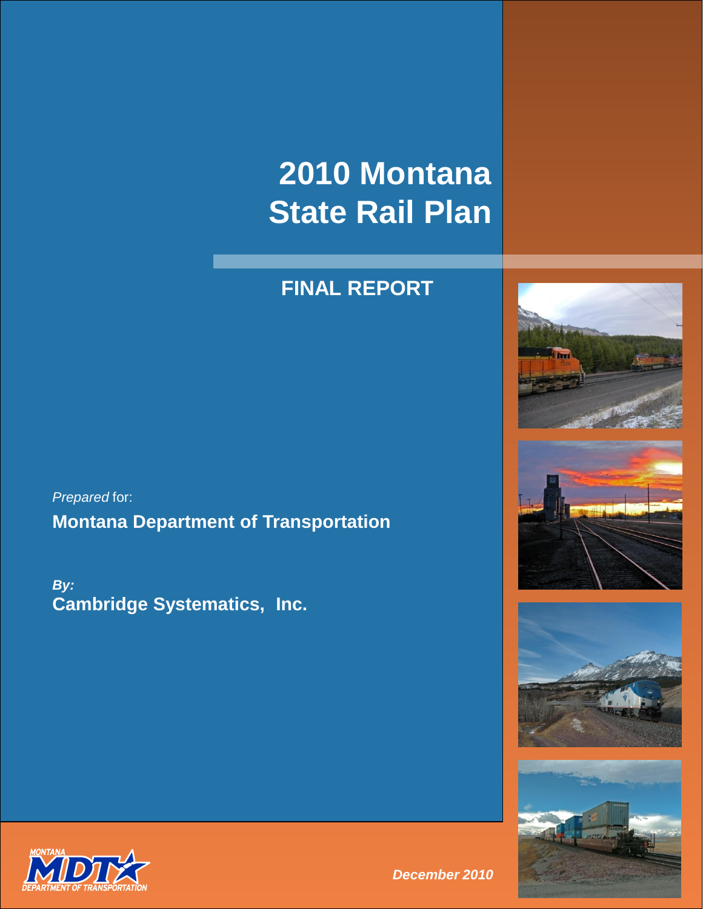# 2010 Montana State Rail Plan

## FINAL REPORT

*Prepared* for:

**Montana Department of Transportation**

***By:***

**Cambridge Systematics, Inc.**

MONTANA MDT DEPARTMENT OF TRANSPORTATION

***December 2010***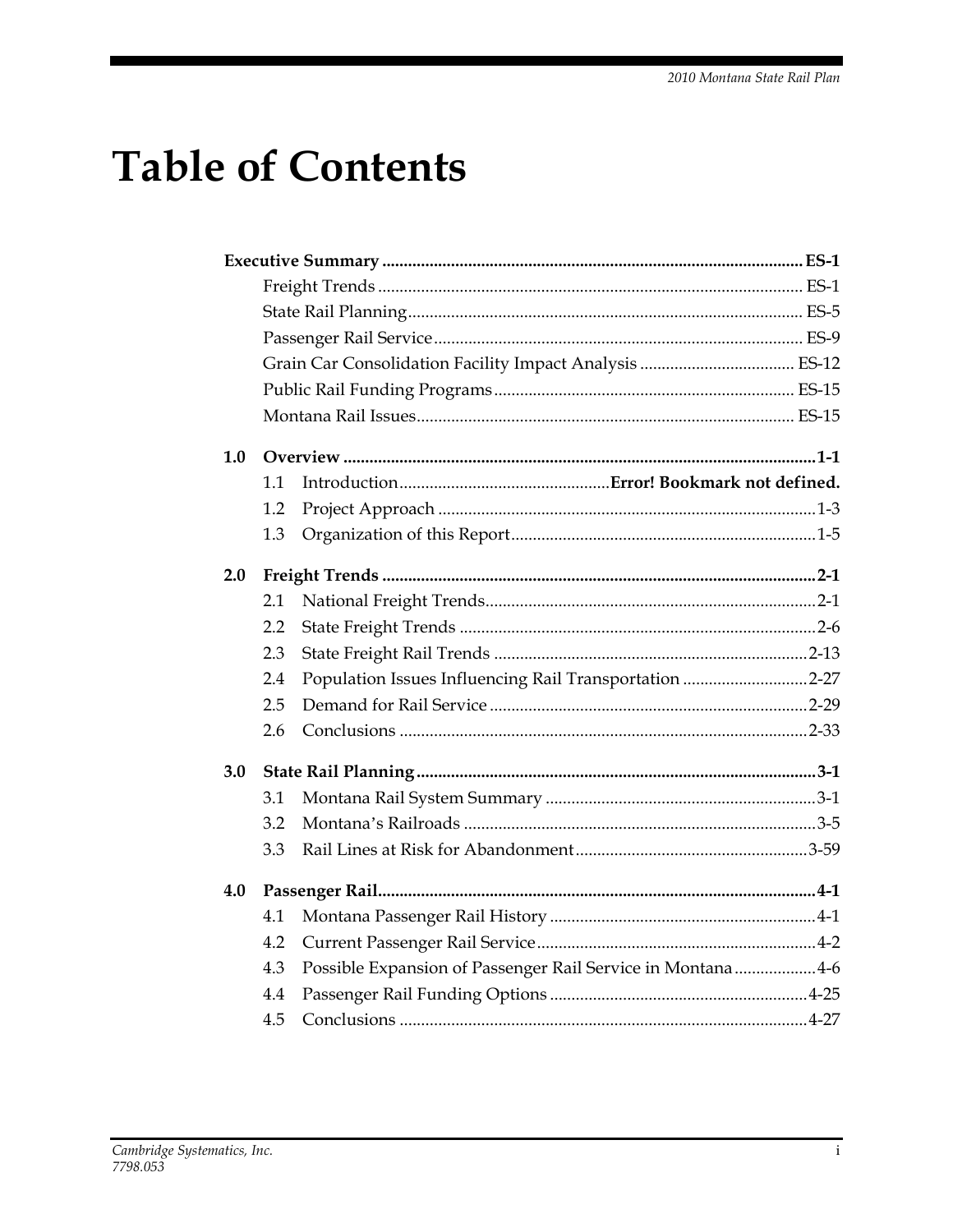# Table of Contents

**Executive Summary ...... ES-1**

Freight Trends ...... ES-1

State Rail Planning ...... ES-5

Passenger Rail Service ...... ES-9

Grain Car Consolidation Facility Impact Analysis ...... ES-12

Public Rail Funding Programs ...... ES-15

Montana Rail Issues ...... ES-15

**1.0 Overview ...... 1-1**

1.1 Introduction ...... **Error! Bookmark not defined.**

1.2 Project Approach ...... 1-3

1.3 Organization of this Report ...... 1-5

**2.0 Freight Trends ...... 2-1**

2.1 National Freight Trends ...... 2-1

2.2 State Freight Trends ...... 2-6

2.3 State Freight Rail Trends ...... 2-13

2.4 Population Issues Influencing Rail Transportation ...... 2-27

2.5 Demand for Rail Service ...... 2-29

2.6 Conclusions ...... 2-33

**3.0 State Rail Planning ...... 3-1**

3.1 Montana Rail System Summary ...... 3-1

3.2 Montana's Railroads ...... 3-5

3.3 Rail Lines at Risk for Abandonment ...... 3-59

**4.0 Passenger Rail ...... 4-1**

4.1 Montana Passenger Rail History ...... 4-1

4.2 Current Passenger Rail Service ...... 4-2

4.3 Possible Expansion of Passenger Rail Service in Montana ...... 4-6

4.4 Passenger Rail Funding Options ...... 4-25

4.5 Conclusions ...... 4-27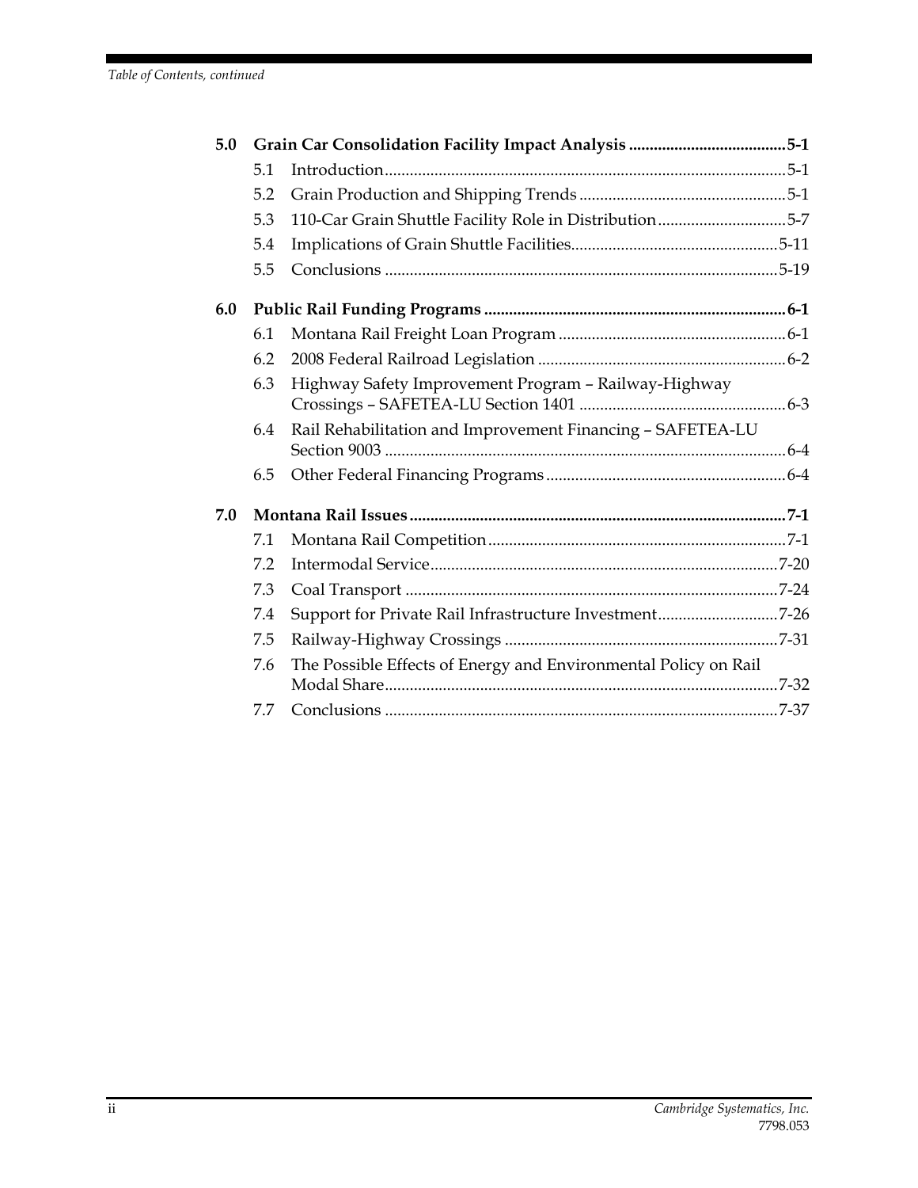**5.0 Grain Car Consolidation Facility Impact Analysis ...................................... 5-1**

- 5.1 Introduction ................................................................................................ 5-1
- 5.2 Grain Production and Shipping Trends .................................................. 5-1
- 5.3 110-Car Grain Shuttle Facility Role in Distribution ............................... 5-7
- 5.4 Implications of Grain Shuttle Facilities.................................................. 5-11
- 5.5 Conclusions .............................................................................................. 5-19

**6.0 Public Rail Funding Programs ......................................................................... 6-1**

- 6.1 Montana Rail Freight Loan Program ....................................................... 6-1
- 6.2 2008 Federal Railroad Legislation ............................................................ 6-2
- 6.3 Highway Safety Improvement Program – Railway-Highway Crossings – SAFETEA-LU Section 1401 .................................................. 6-3
- 6.4 Rail Rehabilitation and Improvement Financing – SAFETEA-LU Section 9003 ................................................................................................ 6-4
- 6.5 Other Federal Financing Programs .......................................................... 6-4

**7.0 Montana Rail Issues ........................................................................................... 7-1**

- 7.1 Montana Rail Competition ........................................................................ 7-1
- 7.2 Intermodal Service .................................................................................... 7-20
- 7.3 Coal Transport .......................................................................................... 7-24
- 7.4 Support for Private Rail Infrastructure Investment ............................. 7-26
- 7.5 Railway-Highway Crossings .................................................................. 7-31
- 7.6 The Possible Effects of Energy and Environmental Policy on Rail Modal Share ............................................................................................... 7-32
- 7.7 Conclusions .............................................................................................. 7-37